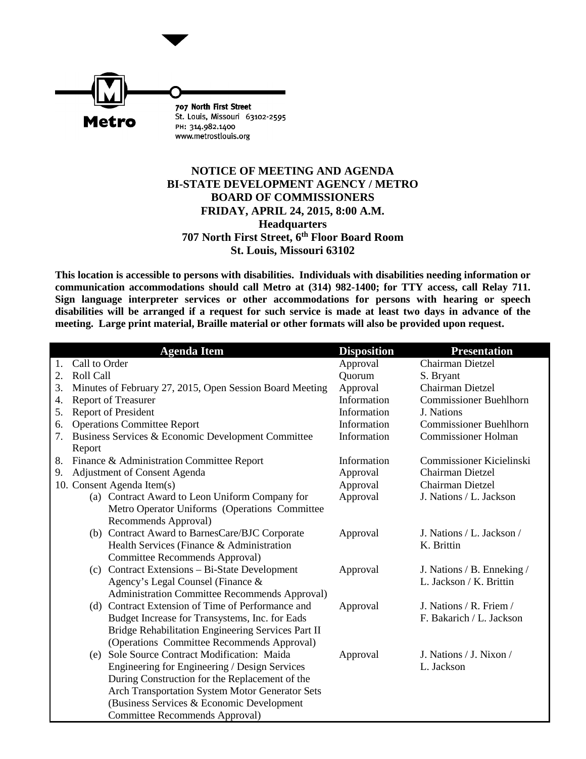Metro

707 North First Street
St. Louis, Missouri 63102-2595
PH: 314.982.1400
www.metrostlouis.org

**NOTICE OF MEETING AND AGENDA**
**BI-STATE DEVELOPMENT AGENCY / METRO**
**BOARD OF COMMISSIONERS**
**FRIDAY, APRIL 24, 2015, 8:00 A.M.**
**Headquarters**
**707 North First Street, 6th Floor Board Room**
**St. Louis, Missouri 63102**

**This location is accessible to persons with disabilities. Individuals with disabilities needing information or communication accommodations should call Metro at (314) 982-1400; for TTY access, call Relay 711. Sign language interpreter services or other accommodations for persons with hearing or speech disabilities will be arranged if a request for such service is made at least two days in advance of the meeting. Large print material, Braille material or other formats will also be provided upon request.**

| Agenda Item | Disposition | Presentation |
|---|---|---|
| 1. Call to Order | Approval | Chairman Dietzel |
| 2. Roll Call | Quorum | S. Bryant |
| 3. Minutes of February 27, 2015, Open Session Board Meeting | Approval | Chairman Dietzel |
| 4. Report of Treasurer | Information | Commissioner Buehlhorn |
| 5. Report of President | Information | J. Nations |
| 6. Operations Committee Report | Information | Commissioner Buehlhorn |
| 7. Business Services & Economic Development Committee Report | Information | Commissioner Holman |
| 8. Finance & Administration Committee Report | Information | Commissioner Kicielinski |
| 9. Adjustment of Consent Agenda | Approval | Chairman Dietzel |
| 10. Consent Agenda Item(s) | Approval | Chairman Dietzel |
| (a) Contract Award to Leon Uniform Company for Metro Operator Uniforms (Operations Committee Recommends Approval) | Approval | J. Nations / L. Jackson |
| (b) Contract Award to BarnesCare/BJC Corporate Health Services (Finance & Administration Committee Recommends Approval) | Approval | J. Nations / L. Jackson / K. Brittin |
| (c) Contract Extensions – Bi-State Development Agency's Legal Counsel (Finance & Administration Committee Recommends Approval) | Approval | J. Nations / B. Enneking / L. Jackson / K. Brittin |
| (d) Contract Extension of Time of Performance and Budget Increase for Transystems, Inc. for Eads Bridge Rehabilitation Engineering Services Part II (Operations Committee Recommends Approval) | Approval | J. Nations / R. Friem / F. Bakarich / L. Jackson |
| (e) Sole Source Contract Modification: Maida Engineering for Engineering / Design Services During Construction for the Replacement of the Arch Transportation System Motor Generator Sets (Business Services & Economic Development Committee Recommends Approval) | Approval | J. Nations / J. Nixon / L. Jackson |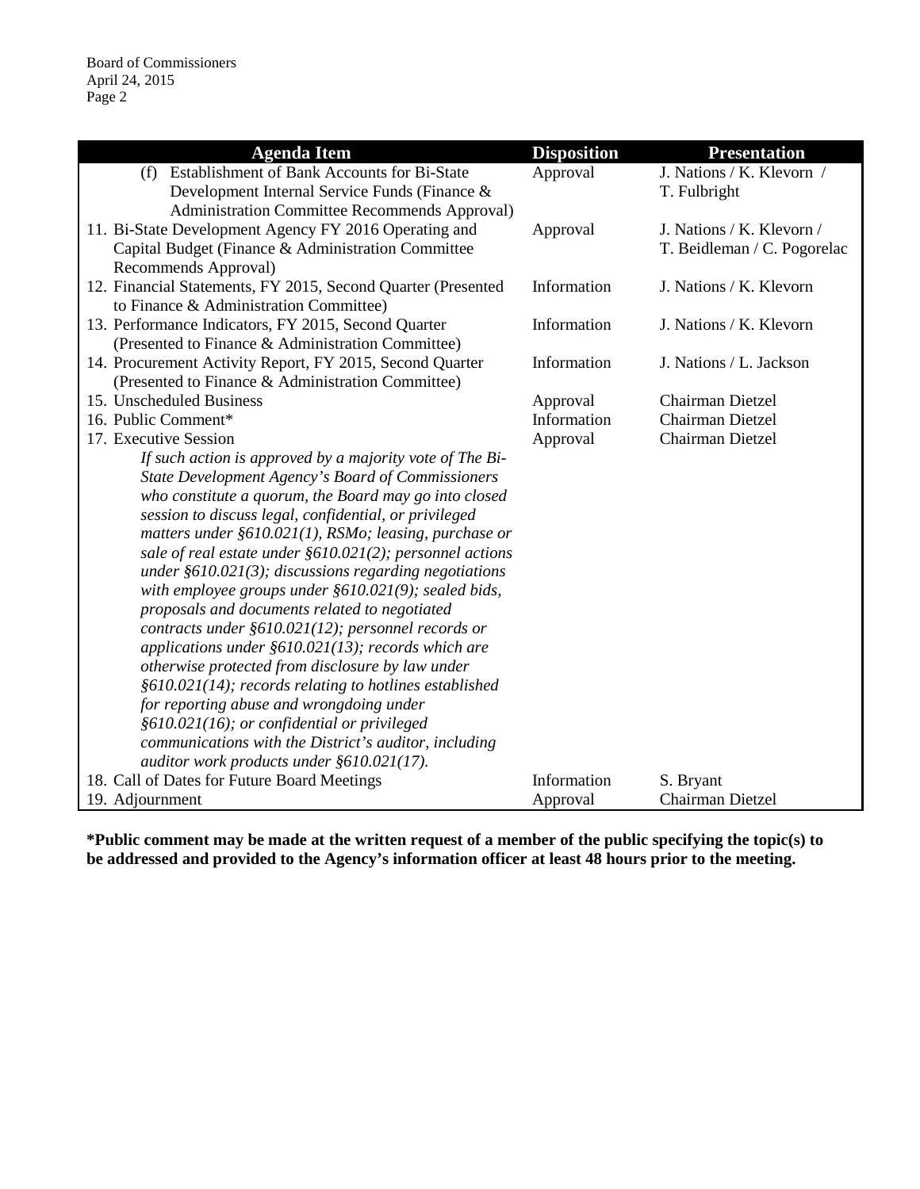| Agenda Item | Disposition | Presentation |
|---|---|---|
| (f) Establishment of Bank Accounts for Bi-State Development Internal Service Funds (Finance & Administration Committee Recommends Approval) | Approval | J. Nations / K. Klevorn / T. Fulbright |
| 11. Bi-State Development Agency FY 2016 Operating and Capital Budget (Finance & Administration Committee Recommends Approval) | Approval | J. Nations / K. Klevorn / T. Beidleman / C. Pogorelac |
| 12. Financial Statements, FY 2015, Second Quarter (Presented to Finance & Administration Committee) | Information | J. Nations / K. Klevorn |
| 13. Performance Indicators, FY 2015, Second Quarter (Presented to Finance & Administration Committee) | Information | J. Nations / K. Klevorn |
| 14. Procurement Activity Report, FY 2015, Second Quarter (Presented to Finance & Administration Committee) | Information | J. Nations / L. Jackson |
| 15. Unscheduled Business | Approval | Chairman Dietzel |
| 16. Public Comment* | Information | Chairman Dietzel |
| 17. Executive Session<br>*If such action is approved by a majority vote of The Bi-State Development Agency's Board of Commissioners who constitute a quorum, the Board may go into closed session to discuss legal, confidential, or privileged matters under §610.021(1), RSMo; leasing, purchase or sale of real estate under §610.021(2); personnel actions under §610.021(3); discussions regarding negotiations with employee groups under §610.021(9); sealed bids, proposals and documents related to negotiated contracts under §610.021(12); personnel records or applications under §610.021(13); records which are otherwise protected from disclosure by law under §610.021(14); records relating to hotlines established for reporting abuse and wrongdoing under §610.021(16); or confidential or privileged communications with the District's auditor, including auditor work products under §610.021(17).* | Approval | Chairman Dietzel |
| 18. Call of Dates for Future Board Meetings | Information | S. Bryant |
| 19. Adjournment | Approval | Chairman Dietzel |

**\*Public comment may be made at the written request of a member of the public specifying the topic(s) to be addressed and provided to the Agency's information officer at least 48 hours prior to the meeting.**